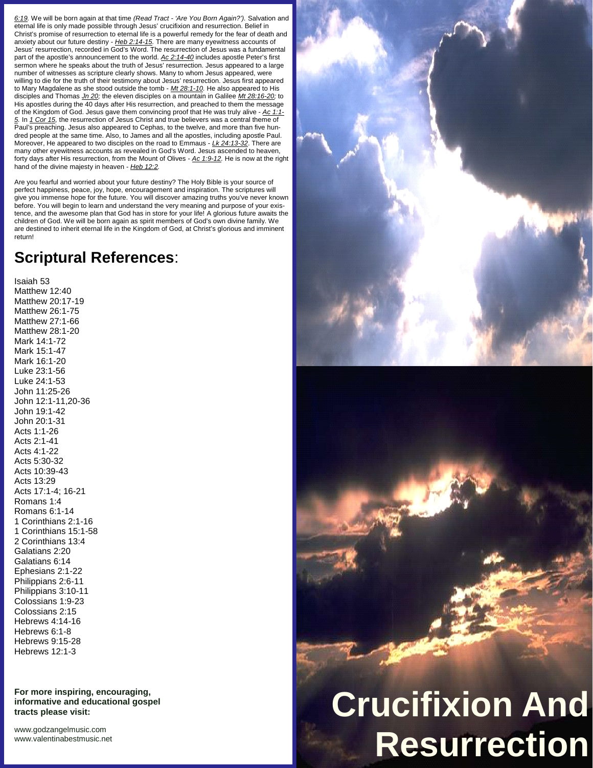6:19. We will be born again at that time *(Read Tract - 'Are You Born Again?')*. Salvation and eternal life is only made possible through Jesus' crucifixion and resurrection. Belief in Christ's promise of resurrection to eternal life is a powerful remedy for the fear of death and anxiety about our future destiny - *Heb 2:14-15*. There are many eyewitness accounts of Jesus' resurrection, recorded in God's Word. The resurrection of Jesus was a fundamental part of the apostle's announcement to the world. *Ac 2:14-40* includes apostle Peter's first sermon where he speaks about the truth of Jesus' resurrection. Jesus appeared to a large number of witnesses as scripture clearly shows. Many to whom Jesus appeared, were willing to die for the truth of their testimony about Jesus' resurrection. Jesus first appeared to Mary Magdalene as she stood outside the tomb - *Mt 28:1-10*. He also appeared to His disciples and Thomas *Jn 20*; the eleven disciples on a mountain in Galilee *Mt 28:16-20*; to His apostles during the 40 days after His resurrection, and preached to them the message of the Kingdom of God. Jesus gave them convincing proof that He was truly alive - *Ac 1:1-5*. In *1 Cor 15*, the resurrection of Jesus Christ and true believers was a central theme of Paul's preaching. Jesus also appeared to Cephas, to the twelve, and more than five hundred people at the same time. Also, to James and all the apostles, including apostle Paul. Moreover, He appeared to two disciples on the road to Emmaus - *Lk 24:13-32*. There are many other eyewitness accounts as revealed in God's Word. Jesus ascended to heaven, forty days after His resurrection, from the Mount of Olives - *Ac 1:9-12*. He is now at the right hand of the divine majesty in heaven - *Heb 12:2*.

Are you fearful and worried about your future destiny? The Holy Bible is your source of perfect happiness, peace, joy, hope, encouragement and inspiration. The scriptures will give you immense hope for the future. You will discover amazing truths you've never known before. You will begin to learn and understand the very meaning and purpose of your existence, and the awesome plan that God has in store for your life! A glorious future awaits the children of God. We will be born again as spirit members of God's own divine family. We are destined to inherit eternal life in the Kingdom of God, at Christ's glorious and imminent return!

## Scriptural References:

Isaiah 53
Matthew 12:40
Matthew 20:17-19
Matthew 26:1-75
Matthew 27:1-66
Matthew 28:1-20
Mark 14:1-72
Mark 15:1-47
Mark 16:1-20
Luke 23:1-56
Luke 24:1-53
John 11:25-26
John 12:1-11,20-36
John 19:1-42
John 20:1-31
Acts 1:1-26
Acts 2:1-41
Acts 4:1-22
Acts 5:30-32
Acts 10:39-43
Acts 13:29
Acts 17:1-4; 16-21
Romans 1:4
Romans 6:1-14
1 Corinthians 2:1-16
1 Corinthians 15:1-58
2 Corinthians 13:4
Galatians 2:20
Galatians 6:14
Ephesians 2:1-22
Philippians 2:6-11
Philippians 3:10-11
Colossians 1:9-23
Colossians 2:15
Hebrews 4:14-16
Hebrews 6:1-8
Hebrews 9:15-28
Hebrews 12:1-3

**For more inspiring, encouraging, informative and educational gospel tracts please visit:**

www.godzangelmusic.com
www.valentinabestmusic.net

# Crucifixion And Resurrection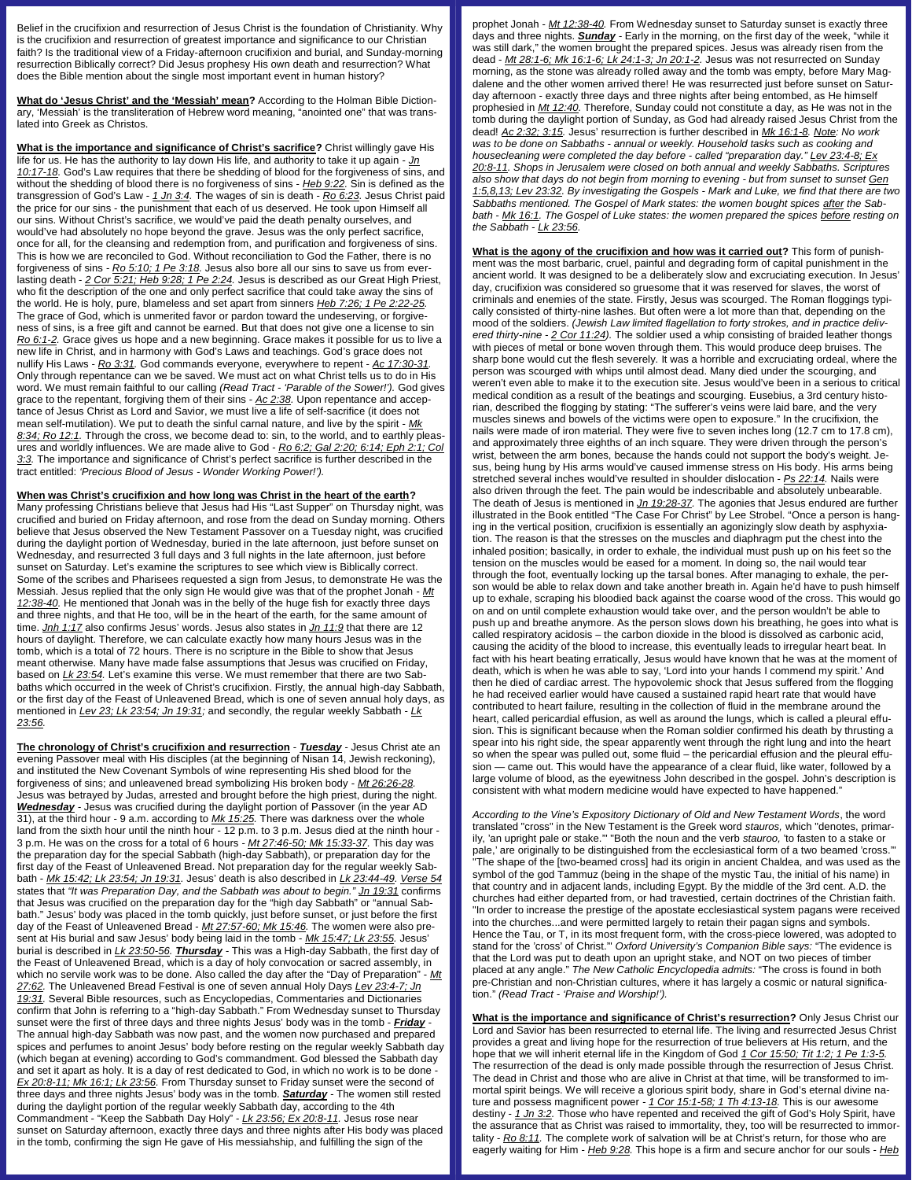Belief in the crucifixion and resurrection of Jesus Christ is the foundation of Christianity. Why is the crucifixion and resurrection of greatest importance and significance to our Christian faith? Is the traditional view of a Friday-afternoon crucifixion and burial, and Sunday-morning resurrection Biblically correct? Did Jesus prophesy His own death and resurrection? What does the Bible mention about the single most important event in human history?

**What do 'Jesus Christ' and the 'Messiah' mean?** According to the Holman Bible Dictionary, 'Messiah' is the transliteration of Hebrew word meaning, "anointed one" that was translated into Greek as Christos.

**What is the importance and significance of Christ's sacrifice?** Christ willingly gave His life for us. He has the authority to lay down His life, and authority to take it up again - *Jn 10:17-18.* God's Law requires that there be shedding of blood for the forgiveness of sins, and without the shedding of blood there is no forgiveness of sins - *Heb 9:22.* Sin is defined as the transgression of God's Law - *1 Jn 3:4.* The wages of sin is death - *Ro 6:23.* Jesus Christ paid the price for our sins - the punishment that each of us deserved. He took upon Himself all our sins. Without Christ's sacrifice, we would've paid the death penalty ourselves, and would've had absolutely no hope beyond the grave. Jesus was the only perfect sacrifice, once for all, for the cleansing and redemption from, and purification and forgiveness of sins. This is how we are reconciled to God. Without reconciliation to God the Father, there is no forgiveness of sins - *Ro 5:10; 1 Pe 3:18.* Jesus also bore all our sins to save us from everlasting death - *2 Cor 5:21; Heb 9:28; 1 Pe 2:24.* Jesus is described as our Great High Priest, who fit the description of the one and only perfect sacrifice that could take away the sins of the world. He is holy, pure, blameless and set apart from sinners *Heb 7:26; 1 Pe 2:22-25.* The grace of God, which is unmerited favor or pardon toward the undeserving, or forgiveness of sins, is a free gift and cannot be earned. But that does not give one a license to sin *Ro 6:1-2.* Grace gives us hope and a new beginning. Grace makes it possible for us to live a new life in Christ, and in harmony with God's Laws and teachings. God's grace does not nullify His Laws - *Ro 3:31.* God commands everyone, everywhere to repent - *Ac 17:30-31.* Only through repentance can we be saved. We must act on what Christ tells us to do in His word. We must remain faithful to our calling *(Read Tract - 'Parable of the Sower!').* God gives grace to the repentant, forgiving them of their sins - *Ac 2:38.* Upon repentance and acceptance of Jesus Christ as Lord and Savior, we must live a life of self-sacrifice (it does not mean self-mutilation). We put to death the sinful carnal nature, and live by the spirit - *Mk 8:34; Ro 12:1.* Through the cross, we become dead to: sin, to the world, and to earthly pleasures and worldly influences. We are made alive to God - *Ro 6:2; Gal 2:20; 6:14; Eph 2:1; Col 3:3.* The importance and significance of Christ's perfect sacrifice is further described in the tract entitled: *'Precious Blood of Jesus - Wonder Working Power!').*

**When was Christ's crucifixion and how long was Christ in the heart of the earth?** Many professing Christians believe that Jesus had His "Last Supper" on Thursday night, was crucified and buried on Friday afternoon, and rose from the dead on Sunday morning. Others believe that Jesus observed the New Testament Passover on a Tuesday night, was crucified during the daylight portion of Wednesday, buried in the late afternoon, just before sunset on Wednesday, and resurrected 3 full days and 3 full nights in the later afternoon, just before sunset on Saturday. Let's examine the scriptures to see which view is Biblically correct. Some of the scribes and Pharisees requested a sign from Jesus, to demonstrate He was the Messiah. Jesus replied that the only sign He would give was that of the prophet Jonah - *Mt 12:38-40.* He mentioned that Jonah was in the belly of the huge fish for exactly three days and three nights, and that He too, will be in the heart of the earth, for the same amount of time. *Jnh 1:17* also confirms Jesus' words. Jesus also states in *Jn 11:9* that there are 12 hours of daylight. Therefore, we can calculate exactly how many hours Jesus was in the tomb, which is a total of 72 hours. There is no scripture in the Bible to show that Jesus meant otherwise. Many have made false assumptions that Jesus was crucified on Friday, based on *Lk 23:54.* Let's examine this verse. We must remember that there are two Sabbaths which occurred in the week of Christ's crucifixion. Firstly, the annual high-day Sabbath, or the first day of the Feast of Unleavened Bread, which is one of seven annual holy days, as mentioned in *Lev 23; Lk 23:54; Jn 19:31;* and secondly, the regular weekly Sabbath - *Lk 23:56.*

**The chronology of Christ's crucifixion and resurrection** - ***Tuesday*** - Jesus Christ ate an evening Passover meal with His disciples (at the beginning of Nisan 14, Jewish reckoning), and instituted the New Covenant Symbols of wine representing His shed blood for the forgiveness of sins; and unleavened bread symbolizing His broken body - *Mt 26:26-28.* Jesus was betrayed by Judas, arrested and brought before the high priest, during the night. ***Wednesday*** - Jesus was crucified during the daylight portion of Passover (in the year AD 31), at the third hour - 9 a.m. according to *Mk 15:25.* There was darkness over the whole land from the sixth hour until the ninth hour - 12 p.m. to 3 p.m. Jesus died at the ninth hour - 3 p.m. He was on the cross for a total of 6 hours - *Mt 27:46-50; Mk 15:33-37.* This day was the preparation day for the special Sabbath (high-day Sabbath), or preparation day for the first day of the Feast of Unleavened Bread. Not preparation day for the regular weekly Sabbath - *Mk 15:42; Lk 23:54; Jn 19:31.* Jesus' death is also described in *Lk 23:44-49. Verse 54* states that *"It was Preparation Day, and the Sabbath was about to begin." Jn 19:31* confirms that Jesus was crucified on the preparation day for the "high day Sabbath" or "annual Sabbath." Jesus' body was placed in the tomb quickly, just before sunset, or just before the first day of the Feast of Unleavened Bread - *Mt 27:57-60; Mk 15:46.* The women were also present at His burial and saw Jesus' body being laid in the tomb - *Mk 15:47; Lk 23:55.* Jesus' burial is described in *Lk 23:50-56.* ***Thursday*** - This was a High-day Sabbath, the first day of the Feast of Unleavened Bread, which is a day of holy convocation or sacred assembly, in which no servile work was to be done. Also called the day after the "Day of Preparation" - *Mt 27:62.* The Unleavened Bread Festival is one of seven annual Holy Days *Lev 23:4-7; Jn 19:31.* Several Bible resources, such as Encyclopedias, Commentaries and Dictionaries confirm that John is referring to a "high-day Sabbath." From Wednesday sunset to Thursday sunset were the first of three days and three nights Jesus' body was in the tomb - ***Friday*** - The annual high-day Sabbath was now past, and the women now purchased and prepared spices and perfumes to anoint Jesus' body before resting on the regular weekly Sabbath day (which began at evening) according to God's commandment. God blessed the Sabbath day and set it apart as holy. It is a day of rest dedicated to God, in which no work is to be done - *Ex 20:8-11; Mk 16:1; Lk 23:56.* From Thursday sunset to Friday sunset were the second of three days and three nights Jesus' body was in the tomb. ***Saturday*** - The women still rested during the daylight portion of the regular weekly Sabbath day, according to the 4th Commandment - "Keep the Sabbath Day Holy" - *Lk 23:56; Ex 20:8-11.* Jesus rose near sunset on Saturday afternoon, exactly three days and three nights after His body was placed in the tomb, confirming the sign He gave of His messiahship, and fulfilling the sign of the prophet Jonah - *Mt 12:38-40.* From Wednesday sunset to Saturday sunset is exactly three days and three nights. ***Sunday*** - Early in the morning, on the first day of the week, "while it was still dark," the women brought the prepared spices. Jesus was already risen from the dead - *Mt 28:1-6; Mk 16:1-6; Lk 24:1-3; Jn 20:1-2.* Jesus was not resurrected on Sunday morning, as the stone was already rolled away and the tomb was empty, before Mary Magdalene and the other women arrived there! He was resurrected just before sunset on Saturday afternoon - exactly three days and three nights after being entombed, as He himself prophesied in *Mt 12:40.* Therefore, Sunday could not constitute a day, as He was not in the tomb during the daylight portion of Sunday, as God had already raised Jesus Christ from the dead! *Ac 2:32; 3:15.* Jesus' resurrection is further described in *Mk 16:1-8. Note: No work was to be done on Sabbaths - annual or weekly. Household tasks such as cooking and housecleaning were completed the day before - called "preparation day." Lev 23:4-8; Ex 20:8-11. Shops in Jerusalem were closed on both annual and weekly Sabbaths. Scriptures also show that days do not begin from morning to evening - but from sunset to sunset Gen 1:5,8,13; Lev 23:32. By investigating the Gospels - Mark and Luke, we find that there are two Sabbaths mentioned. The Gospel of Mark states: the women bought spices after the Sabbath - Mk 16:1. The Gospel of Luke states: the women prepared the spices before resting on the Sabbath - Lk 23:56.*

**What is the agony of the crucifixion and how was it carried out?** This form of punishment was the most barbaric, cruel, painful and degrading form of capital punishment in the ancient world. It was designed to be a deliberately slow and excruciating execution. In Jesus' day, crucifixion was considered so gruesome that it was reserved for slaves, the worst of criminals and enemies of the state. Firstly, Jesus was scourged. The Roman floggings typically consisted of thirty-nine lashes. But often were a lot more than that, depending on the mood of the soldiers. *(Jewish Law limited flagellation to forty strokes, and in practice delivered thirty-nine - 2 Cor 11:24).* The soldier used a whip consisting of braided leather thongs with pieces of metal or bone woven through them. This would produce deep bruises. The sharp bone would cut the flesh severely. It was a horrible and excruciating ordeal, where the person was scourged with whips until almost dead. Many died under the scourging, and weren't even able to make it to the execution site. Jesus would've been in a serious to critical medical condition as a result of the beatings and scourging. Eusebius, a 3rd century historian, described the flogging by stating: "The sufferer's veins were laid bare, and the very muscles sinews and bowels of the victims were open to exposure." In the crucifixion, the nails were made of iron material. They were five to seven inches long (12.7 cm to 17.8 cm), and approximately three eighths of an inch square. They were driven through the person's wrist, between the arm bones, because the hands could not support the body's weight. Jesus, being hung by His arms would've caused immense stress on His body. His arms being stretched several inches would've resulted in shoulder dislocation - *Ps 22:14.* Nails were also driven through the feet. The pain would be indescribable and absolutely unbearable. The death of Jesus is mentioned in *Jn 19:28-37.* The agonies that Jesus endured are further illustrated in the Book entitled "The Case For Christ" by Lee Strobel. "Once a person is hanging in the vertical position, crucifixion is essentially an agonizingly slow death by asphyxiation. The reason is that the stresses on the muscles and diaphragm put the chest into the inhaled position; basically, in order to exhale, the individual must push up on his feet so the tension on the muscles would be eased for a moment. In doing so, the nail would tear through the foot, eventually locking up the tarsal bones. After managing to exhale, the person would be able to relax down and take another breath in. Again he'd have to push himself up to exhale, scraping his bloodied back against the coarse wood of the cross. This would go on and on until complete exhaustion would take over, and the person wouldn't be able to push up and breathe anymore. As the person slows down his breathing, he goes into what is called respiratory acidosis – the carbon dioxide in the blood is dissolved as carbonic acid, causing the acidity of the blood to increase, this eventually leads to irregular heart beat. In fact with his heart beating erratically, Jesus would have known that he was at the moment of death, which is when he was able to say, 'Lord into your hands I commend my spirit.' And then he died of cardiac arrest. The hypovolemic shock that Jesus suffered from the flogging he had received earlier would have caused a sustained rapid heart rate that would have contributed to heart failure, resulting in the collection of fluid in the membrane around the heart, called pericardial effusion, as well as around the lungs, which is called a pleural effusion. This is significant because when the Roman soldier confirmed his death by thrusting a spear into his right side, the spear apparently went through the right lung and into the heart so when the spear was pulled out, some fluid – the pericardial effusion and the pleural effusion — came out. This would have the appearance of a clear fluid, like water, followed by a large volume of blood, as the eyewitness John described in the gospel. John's description is consistent with what modern medicine would have expected to have happened."

*According to the Vine's Expository Dictionary of Old and New Testament Words*, the word translated "cross" in the New Testament is the Greek word *stauros,* which "denotes, primarily, 'an upright pale or stake.'" "Both the noun and the verb *stauroo,* 'to fasten to a stake or pale,' are originally to be distinguished from the ecclesiastical form of a two beamed 'cross.'" "The shape of the [two-beamed cross] had its origin in ancient Chaldea, and was used as the symbol of the god Tammuz (being in the shape of the mystic Tau, the initial of his name) in that country and in adjacent lands, including Egypt. By the middle of the 3rd cent. A.D. the churches had either departed from, or had travestied, certain doctrines of the Christian faith. "In order to increase the prestige of the apostate ecclesiastical system pagans were received into the churches...and were permitted largely to retain their pagan signs and symbols. Hence the Tau, or T, in its most frequent form, with the cross-piece lowered, was adopted to stand for the 'cross' of Christ."' *Oxford University's Companion Bible says:* "The evidence is that the Lord was put to death upon an upright stake, and NOT on two pieces of timber placed at any angle." *The New Catholic Encyclopedia admits:* "The cross is found in both pre-Christian and non-Christian cultures, where it has largely a cosmic or natural significance." *(Read Tract - 'Praise and Worship!').*

**What is the importance and significance of Christ's resurrection?** Only Jesus Christ our Lord and Savior has been resurrected to eternal life. The living and resurrected Jesus Christ provides a great and living hope for the resurrection of true believers at His return, and the hope that we will inherit eternal life in the Kingdom of God *1 Cor 15:50; Tit 1:2; 1 Pe 1:3-5.* The resurrection of the dead is only made possible through the resurrection of Jesus Christ. The dead in Christ and those who are alive in Christ at that time, will be transformed to immortal spirit beings. We will receive a glorious spirit body, share in God's eternal divine nature and possess magnificent power - *1 Cor 15:1-58; 1 Th 4:13-18.* This is our awesome destiny - *1 Jn 3:2.* Those who have repented and received the gift of God's Holy Spirit, have the assurance that as Christ was raised to immortality, they, too will be resurrected to immortality - *Ro 8:11.* The complete work of salvation will be at Christ's return, for those who are eagerly waiting for Him - *Heb 9:28.* This hope is a firm and secure anchor for our souls - *Heb*